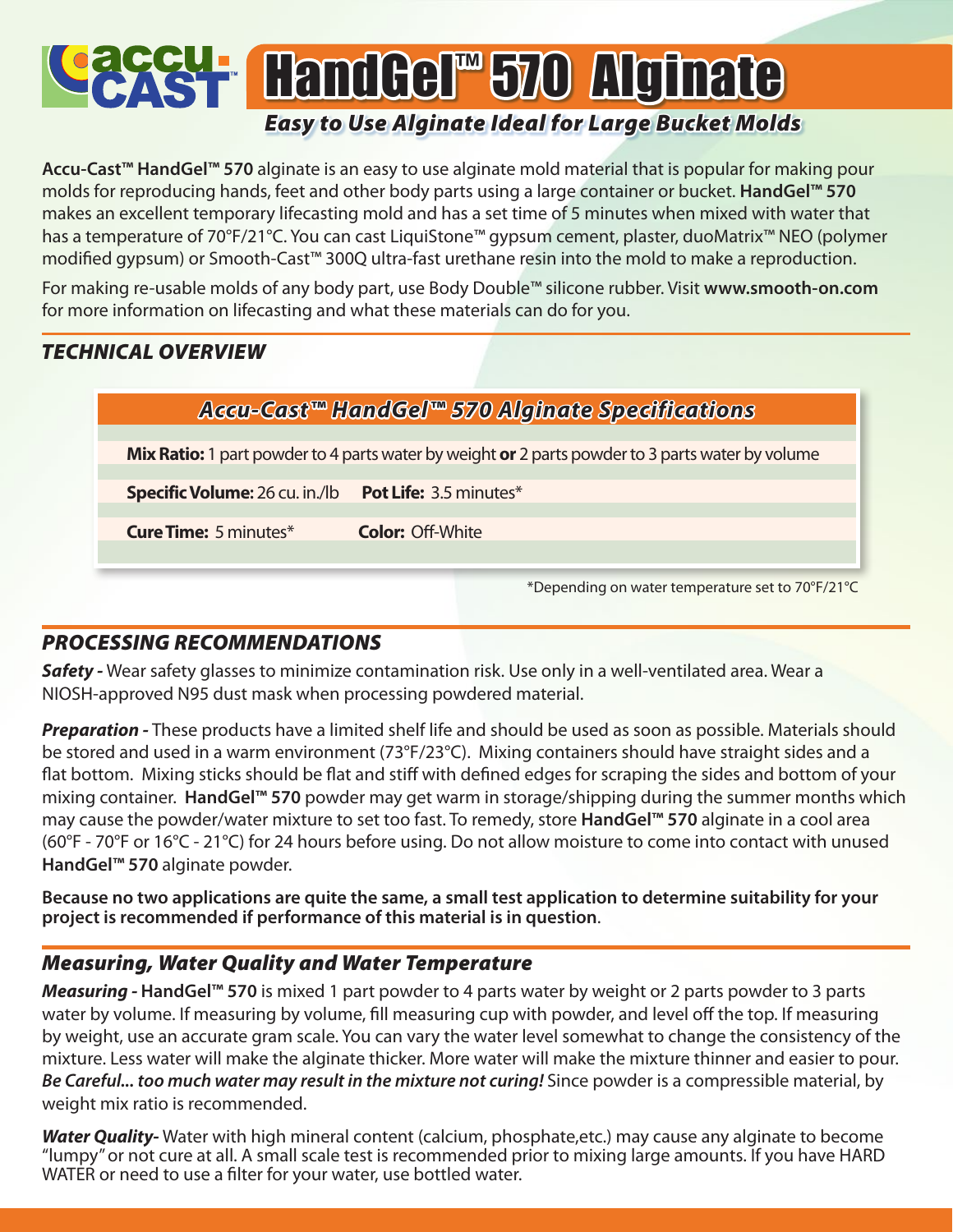# Accu-Cast™ HandGel™ 570 Alginate

***Easy to Use Alginate Ideal for Large Bucket Molds***

**Accu-Cast™ HandGel™ 570** alginate is an easy to use alginate mold material that is popular for making pour molds for reproducing hands, feet and other body parts using a large container or bucket. **HandGel™ 570** makes an excellent temporary lifecasting mold and has a set time of 5 minutes when mixed with water that has a temperature of 70°F/21°C. You can cast LiquiStone™ gypsum cement, plaster, duoMatrix™ NEO (polymer modified gypsum) or Smooth-Cast™ 300Q ultra-fast urethane resin into the mold to make a reproduction.

For making re-usable molds of any body part, use Body Double™ silicone rubber. Visit **www.smooth-on.com** for more information on lifecasting and what these materials can do for you.

## *TECHNICAL OVERVIEW*

| *Accu-Cast™ HandGel™ 570 Alginate Specifications* | |
|---|---|
| **Mix Ratio:** 1 part powder to 4 parts water by weight **or** 2 parts powder to 3 parts water by volume | |
| **Specific Volume:** 26 cu. in./lb | **Pot Life:** 3.5 minutes* |
| **Cure Time:** 5 minutes* | **Color:** Off-White |

*Depending on water temperature set to 70°F/21°C

## *PROCESSING RECOMMENDATIONS*

***Safety -*** Wear safety glasses to minimize contamination risk. Use only in a well-ventilated area. Wear a NIOSH-approved N95 dust mask when processing powdered material.

***Preparation -*** These products have a limited shelf life and should be used as soon as possible. Materials should be stored and used in a warm environment (73°F/23°C). Mixing containers should have straight sides and a flat bottom. Mixing sticks should be flat and stiff with defined edges for scraping the sides and bottom of your mixing container. **HandGel™ 570** powder may get warm in storage/shipping during the summer months which may cause the powder/water mixture to set too fast. To remedy, store **HandGel™ 570** alginate in a cool area (60°F - 70°F or 16°C - 21°C) for 24 hours before using. Do not allow moisture to come into contact with unused **HandGel™ 570** alginate powder.

**Because no two applications are quite the same, a small test application to determine suitability for your project is recommended if performance of this material is in question**.

## *Measuring, Water Quality and Water Temperature*

***Measuring -*** **HandGel™ 570** is mixed 1 part powder to 4 parts water by weight or 2 parts powder to 3 parts water by volume. If measuring by volume, fill measuring cup with powder, and level off the top. If measuring by weight, use an accurate gram scale. You can vary the water level somewhat to change the consistency of the mixture. Less water will make the alginate thicker. More water will make the mixture thinner and easier to pour. ***Be Careful... too much water may result in the mixture not curing!*** Since powder is a compressible material, by weight mix ratio is recommended.

***Water Quality-*** Water with high mineral content (calcium, phosphate,etc.) may cause any alginate to become "lumpy" or not cure at all. A small scale test is recommended prior to mixing large amounts. If you have HARD WATER or need to use a filter for your water, use bottled water.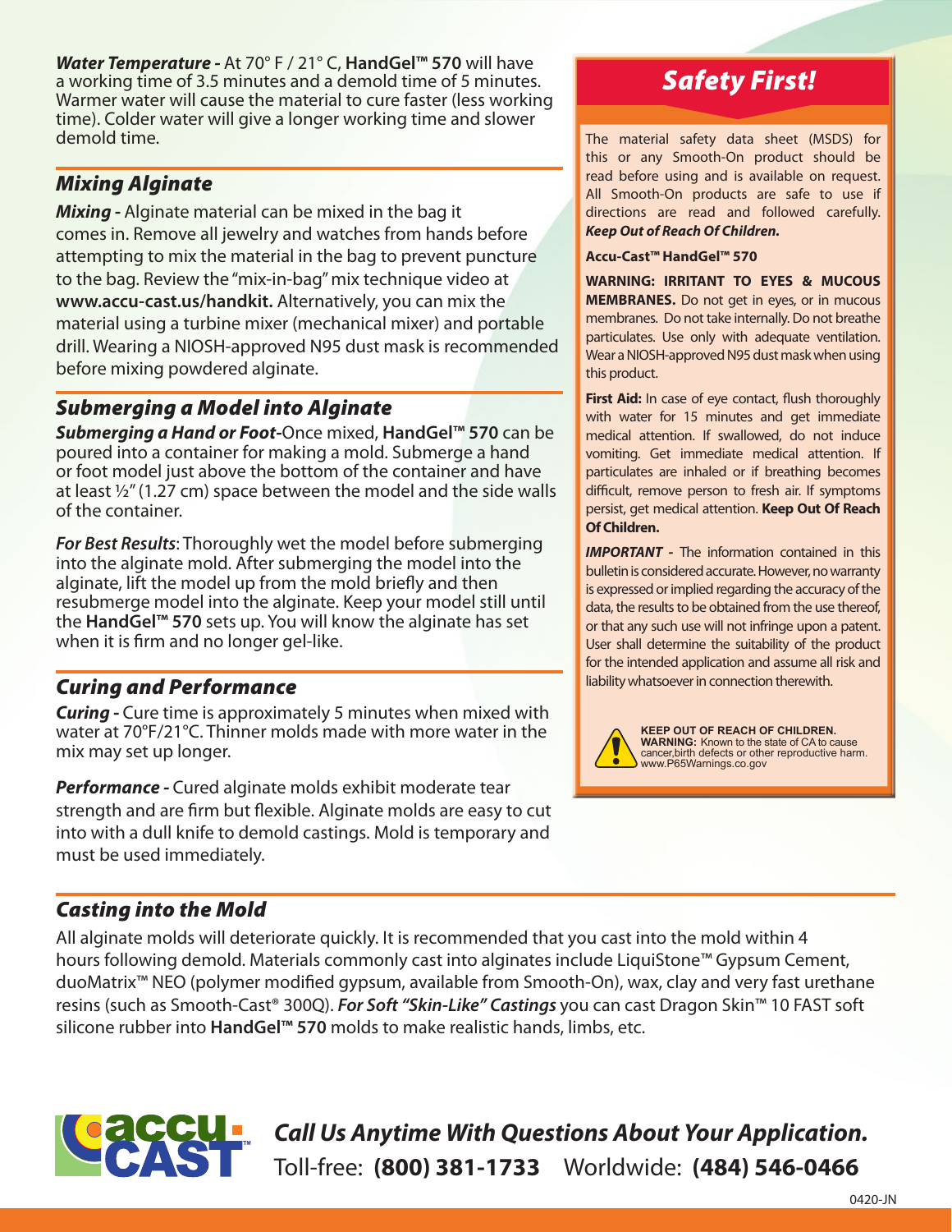***Water Temperature -*** At 70° F / 21° C, **HandGel™ 570** will have a working time of 3.5 minutes and a demold time of 5 minutes. Warmer water will cause the material to cure faster (less working time). Colder water will give a longer working time and slower demold time.

## *Mixing Alginate*

***Mixing -*** Alginate material can be mixed in the bag it comes in. Remove all jewelry and watches from hands before attempting to mix the material in the bag to prevent puncture to the bag. Review the "mix-in-bag" mix technique video at **www.accu-cast.us/handkit.** Alternatively, you can mix the material using a turbine mixer (mechanical mixer) and portable drill. Wearing a NIOSH-approved N95 dust mask is recommended before mixing powdered alginate.

## *Submerging a Model into Alginate*

***Submerging a Hand or Foot-***Once mixed, **HandGel™ 570** can be poured into a container for making a mold. Submerge a hand or foot model just above the bottom of the container and have at least ½" (1.27 cm) space between the model and the side walls of the container.

***For Best Results***: Thoroughly wet the model before submerging into the alginate mold. After submerging the model into the alginate, lift the model up from the mold briefly and then resubmerge model into the alginate. Keep your model still until the **HandGel™ 570** sets up. You will know the alginate has set when it is firm and no longer gel-like.

## *Curing and Performance*

***Curing -*** Cure time is approximately 5 minutes when mixed with water at 70°F/21°C. Thinner molds made with more water in the mix may set up longer.

***Performance -*** Cured alginate molds exhibit moderate tear strength and are firm but flexible. Alginate molds are easy to cut into with a dull knife to demold castings. Mold is temporary and must be used immediately.

## *Safety First!*

The material safety data sheet (MSDS) for this or any Smooth-On product should be read before using and is available on request. All Smooth-On products are safe to use if directions are read and followed carefully. ***Keep Out of Reach Of Children.***

**Accu-Cast™ HandGel™ 570**

**WARNING: IRRITANT TO EYES & MUCOUS MEMBRANES.** Do not get in eyes, or in mucous membranes. Do not take internally. Do not breathe particulates. Use only with adequate ventilation. Wear a NIOSH-approved N95 dust mask when using this product.

**First Aid:** In case of eye contact, flush thoroughly with water for 15 minutes and get immediate medical attention. If swallowed, do not induce vomiting. Get immediate medical attention. If particulates are inhaled or if breathing becomes difficult, remove person to fresh air. If symptoms persist, get medical attention. **Keep Out Of Reach Of Children.**

***IMPORTANT -*** The information contained in this bulletin is considered accurate. However, no warranty is expressed or implied regarding the accuracy of the data, the results to be obtained from the use thereof, or that any such use will not infringe upon a patent. User shall determine the suitability of the product for the intended application and assume all risk and liability whatsoever in connection therewith.

**KEEP OUT OF REACH OF CHILDREN.**
**WARNING:** Known to the state of CA to cause cancer,birth defects or other reproductive harm.
www.P65Warnings.co.gov

## *Casting into the Mold*

All alginate molds will deteriorate quickly. It is recommended that you cast into the mold within 4 hours following demold. Materials commonly cast into alginates include LiquiStone™ Gypsum Cement, duoMatrix™ NEO (polymer modified gypsum, available from Smooth-On), wax, clay and very fast urethane resins (such as Smooth-Cast® 300Q). ***For Soft "Skin-Like" Castings*** you can cast Dragon Skin™ 10 FAST soft silicone rubber into **HandGel™ 570** molds to make realistic hands, limbs, etc.

accu-CAST™

***Call Us Anytime With Questions About Your Application.***
Toll-free: **(800) 381-1733** Worldwide: **(484) 546-0466**

0420-JN